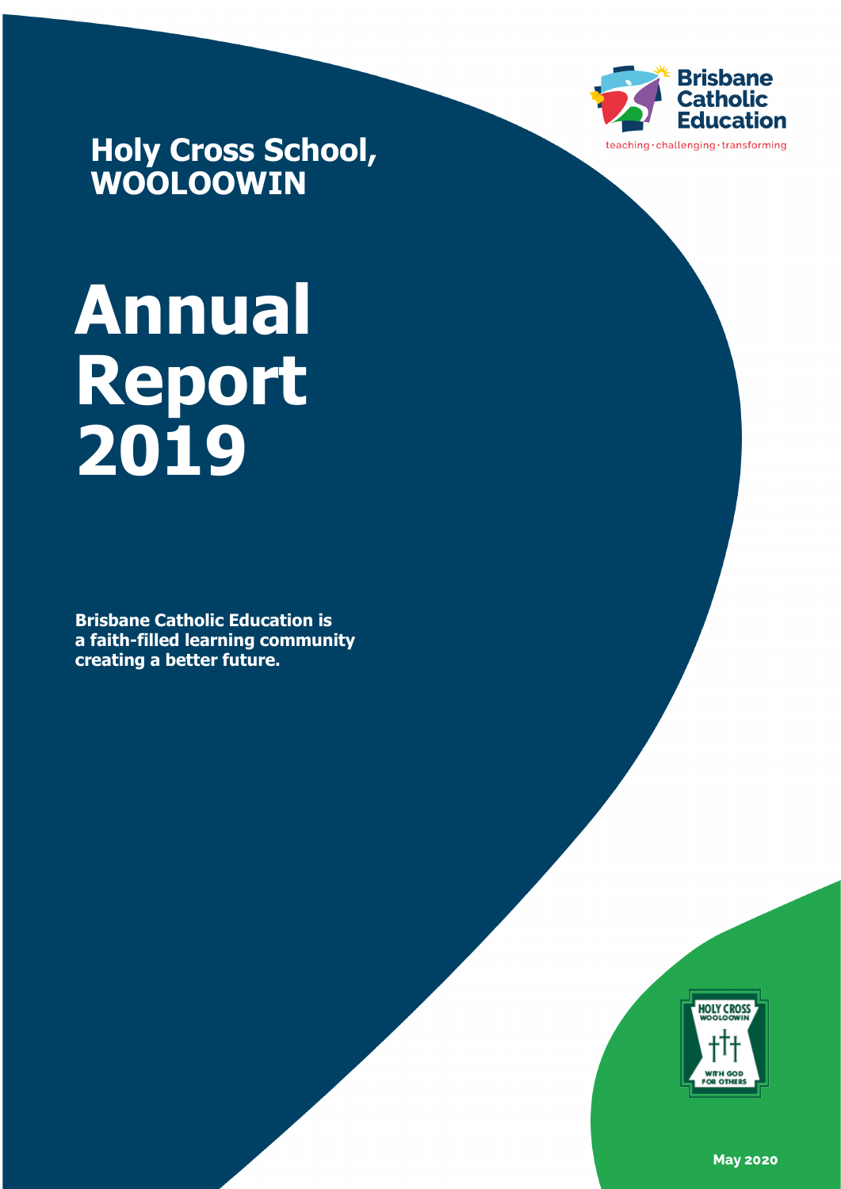Brisbane Catholic Education

teaching · challenging · transforming

## Holy Cross School, WOOLOOWIN

# Annual Report 2019

**Brisbane Catholic Education is a faith-filled learning community creating a better future.**

HOLY CROSS WOOLOOWIN

WITH GOD FOR OTHERS

**May 2020**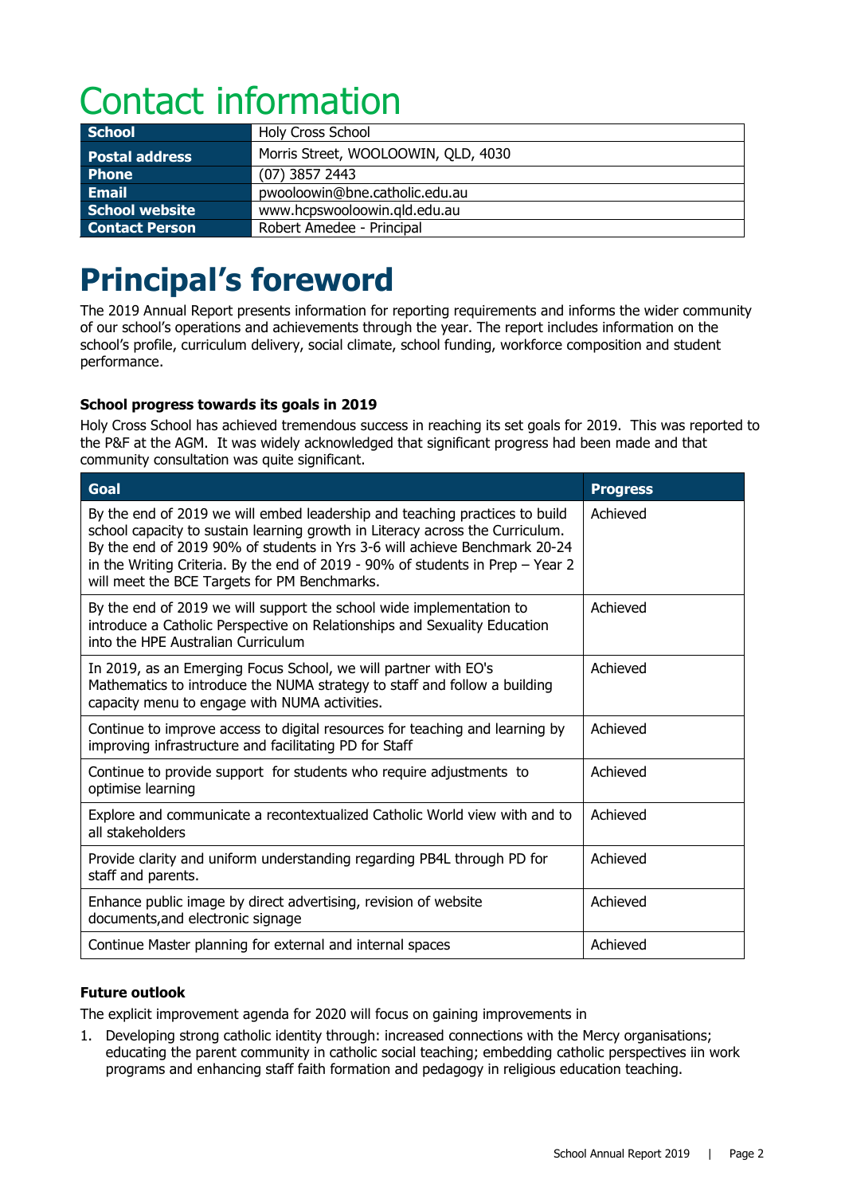# Contact information

| School | Holy Cross School |
|---|---|
| Postal address | Morris Street, WOOLOOWIN, QLD, 4030 |
| Phone | (07) 3857 2443 |
| Email | pwooloowin@bne.catholic.edu.au |
| School website | www.hcpswooloowin.qld.edu.au |
| Contact Person | Robert Amedee - Principal |

# Principal's foreword

The 2019 Annual Report presents information for reporting requirements and informs the wider community of our school's operations and achievements through the year. The report includes information on the school's profile, curriculum delivery, social climate, school funding, workforce composition and student performance.

**School progress towards its goals in 2019**

Holy Cross School has achieved tremendous success in reaching its set goals for 2019. This was reported to the P&F at the AGM. It was widely acknowledged that significant progress had been made and that community consultation was quite significant.

| Goal | Progress |
|---|---|
| By the end of 2019 we will embed leadership and teaching practices to build school capacity to sustain learning growth in Literacy across the Curriculum. By the end of 2019 90% of students in Yrs 3-6 will achieve Benchmark 20-24 in the Writing Criteria. By the end of 2019 - 90% of students in Prep – Year 2 will meet the BCE Targets for PM Benchmarks. | Achieved |
| By the end of 2019 we will support the school wide implementation to introduce a Catholic Perspective on Relationships and Sexuality Education into the HPE Australian Curriculum | Achieved |
| In 2019, as an Emerging Focus School, we will partner with EO's Mathematics to introduce the NUMA strategy to staff and follow a building capacity menu to engage with NUMA activities. | Achieved |
| Continue to improve access to digital resources for teaching and learning by improving infrastructure and facilitating PD for Staff | Achieved |
| Continue to provide support for students who require adjustments to optimise learning | Achieved |
| Explore and communicate a recontextualized Catholic World view with and to all stakeholders | Achieved |
| Provide clarity and uniform understanding regarding PB4L through PD for staff and parents. | Achieved |
| Enhance public image by direct advertising, revision of website documents,and electronic signage | Achieved |
| Continue Master planning for external and internal spaces | Achieved |

**Future outlook**

The explicit improvement agenda for 2020 will focus on gaining improvements in

1. Developing strong catholic identity through: increased connections with the Mercy organisations; educating the parent community in catholic social teaching; embedding catholic perspectives iin work programs and enhancing staff faith formation and pedagogy in religious education teaching.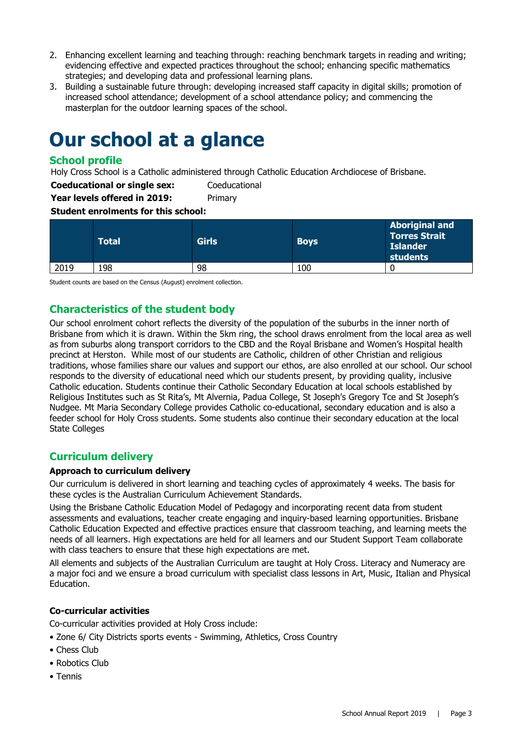2. Enhancing excellent learning and teaching through: reaching benchmark targets in reading and writing; evidencing effective and expected practices throughout the school; enhancing specific mathematics strategies; and developing data and professional learning plans.
3. Building a sustainable future through: developing increased staff capacity in digital skills; promotion of increased school attendance; development of a school attendance policy; and commencing the masterplan for the outdoor learning spaces of the school.

# Our school at a glance

## School profile

Holy Cross School is a Catholic administered through Catholic Education Archdiocese of Brisbane.

**Coeducational or single sex:** Coeducational

**Year levels offered in 2019:** Primary

**Student enrolments for this school:**

| | Total | Girls | Boys | Aboriginal and Torres Strait Islander students |
|---|---|---|---|---|
| 2019 | 198 | 98 | 100 | 0 |

Student counts are based on the Census (August) enrolment collection.

## Characteristics of the student body

Our school enrolment cohort reflects the diversity of the population of the suburbs in the inner north of Brisbane from which it is drawn. Within the 5km ring, the school draws enrolment from the local area as well as from suburbs along transport corridors to the CBD and the Royal Brisbane and Women's Hospital health precinct at Herston. While most of our students are Catholic, children of other Christian and religious traditions, whose families share our values and support our ethos, are also enrolled at our school. Our school responds to the diversity of educational need which our students present, by providing quality, inclusive Catholic education. Students continue their Catholic Secondary Education at local schools established by Religious Institutes such as St Rita's, Mt Alvernia, Padua College, St Joseph's Gregory Tce and St Joseph's Nudgee. Mt Maria Secondary College provides Catholic co-educational, secondary education and is also a feeder school for Holy Cross students. Some students also continue their secondary education at the local State Colleges

## Curriculum delivery

### Approach to curriculum delivery

Our curriculum is delivered in short learning and teaching cycles of approximately 4 weeks. The basis for these cycles is the Australian Curriculum Achievement Standards.

Using the Brisbane Catholic Education Model of Pedagogy and incorporating recent data from student assessments and evaluations, teacher create engaging and inquiry-based learning opportunities. Brisbane Catholic Education Expected and effective practices ensure that classroom teaching, and learning meets the needs of all learners. High expectations are held for all learners and our Student Support Team collaborate with class teachers to ensure that these high expectations are met.

All elements and subjects of the Australian Curriculum are taught at Holy Cross. Literacy and Numeracy are a major foci and we ensure a broad curriculum with specialist class lessons in Art, Music, Italian and Physical Education.

### Co-curricular activities

Co-curricular activities provided at Holy Cross include:

- Zone 6/ City Districts sports events - Swimming, Athletics, Cross Country
- Chess Club
- Robotics Club
- Tennis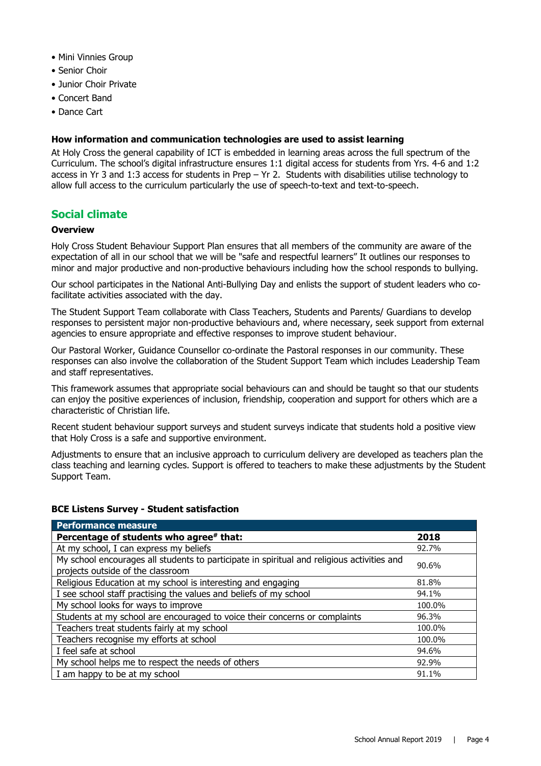- Mini Vinnies Group
- Senior Choir
- Junior Choir Private
- Concert Band
- Dance Cart

**How information and communication technologies are used to assist learning**

At Holy Cross the general capability of ICT is embedded in learning areas across the full spectrum of the Curriculum. The school's digital infrastructure ensures 1:1 digital access for students from Yrs. 4-6 and 1:2 access in Yr 3 and 1:3 access for students in Prep – Yr 2. Students with disabilities utilise technology to allow full access to the curriculum particularly the use of speech-to-text and text-to-speech.

## Social climate

**Overview**

Holy Cross Student Behaviour Support Plan ensures that all members of the community are aware of the expectation of all in our school that we will be "safe and respectful learners" It outlines our responses to minor and major productive and non-productive behaviours including how the school responds to bullying.

Our school participates in the National Anti-Bullying Day and enlists the support of student leaders who co-facilitate activities associated with the day.

The Student Support Team collaborate with Class Teachers, Students and Parents/ Guardians to develop responses to persistent major non-productive behaviours and, where necessary, seek support from external agencies to ensure appropriate and effective responses to improve student behaviour.

Our Pastoral Worker, Guidance Counsellor co-ordinate the Pastoral responses in our community. These responses can also involve the collaboration of the Student Support Team which includes Leadership Team and staff representatives.

This framework assumes that appropriate social behaviours can and should be taught so that our students can enjoy the positive experiences of inclusion, friendship, cooperation and support for others which are a characteristic of Christian life.

Recent student behaviour support surveys and student surveys indicate that students hold a positive view that Holy Cross is a safe and supportive environment.

Adjustments to ensure that an inclusive approach to curriculum delivery are developed as teachers plan the class teaching and learning cycles. Support is offered to teachers to make these adjustments by the Student Support Team.

**BCE Listens Survey - Student satisfaction**

| Performance measure | |
|---|---|
| **Percentage of students who agree# that:** | **2018** |
| At my school, I can express my beliefs | 92.7% |
| My school encourages all students to participate in spiritual and religious activities and projects outside of the classroom | 90.6% |
| Religious Education at my school is interesting and engaging | 81.8% |
| I see school staff practising the values and beliefs of my school | 94.1% |
| My school looks for ways to improve | 100.0% |
| Students at my school are encouraged to voice their concerns or complaints | 96.3% |
| Teachers treat students fairly at my school | 100.0% |
| Teachers recognise my efforts at school | 100.0% |
| I feel safe at school | 94.6% |
| My school helps me to respect the needs of others | 92.9% |
| I am happy to be at my school | 91.1% |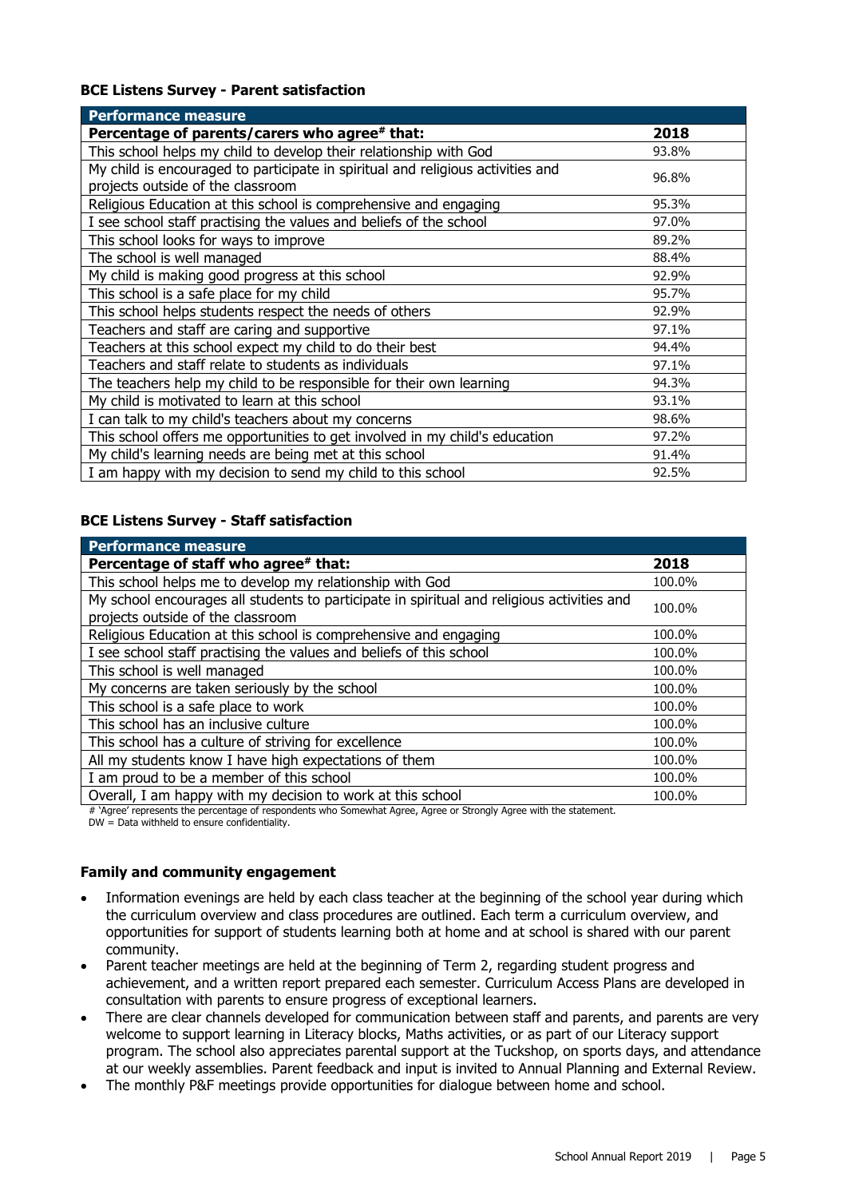### BCE Listens Survey - Parent satisfaction

| Performance measure | |
|---|---|
| **Percentage of parents/carers who agree# that:** | **2018** |
| This school helps my child to develop their relationship with God | 93.8% |
| My child is encouraged to participate in spiritual and religious activities and projects outside of the classroom | 96.8% |
| Religious Education at this school is comprehensive and engaging | 95.3% |
| I see school staff practising the values and beliefs of the school | 97.0% |
| This school looks for ways to improve | 89.2% |
| The school is well managed | 88.4% |
| My child is making good progress at this school | 92.9% |
| This school is a safe place for my child | 95.7% |
| This school helps students respect the needs of others | 92.9% |
| Teachers and staff are caring and supportive | 97.1% |
| Teachers at this school expect my child to do their best | 94.4% |
| Teachers and staff relate to students as individuals | 97.1% |
| The teachers help my child to be responsible for their own learning | 94.3% |
| My child is motivated to learn at this school | 93.1% |
| I can talk to my child's teachers about my concerns | 98.6% |
| This school offers me opportunities to get involved in my child's education | 97.2% |
| My child's learning needs are being met at this school | 91.4% |
| I am happy with my decision to send my child to this school | 92.5% |

### BCE Listens Survey - Staff satisfaction

| Performance measure | |
|---|---|
| **Percentage of staff who agree# that:** | **2018** |
| This school helps me to develop my relationship with God | 100.0% |
| My school encourages all students to participate in spiritual and religious activities and projects outside of the classroom | 100.0% |
| Religious Education at this school is comprehensive and engaging | 100.0% |
| I see school staff practising the values and beliefs of this school | 100.0% |
| This school is well managed | 100.0% |
| My concerns are taken seriously by the school | 100.0% |
| This school is a safe place to work | 100.0% |
| This school has an inclusive culture | 100.0% |
| This school has a culture of striving for excellence | 100.0% |
| All my students know I have high expectations of them | 100.0% |
| I am proud to be a member of this school | 100.0% |
| Overall, I am happy with my decision to work at this school | 100.0% |

# 'Agree' represents the percentage of respondents who Somewhat Agree, Agree or Strongly Agree with the statement.
DW = Data withheld to ensure confidentiality.

### Family and community engagement

- Information evenings are held by each class teacher at the beginning of the school year during which the curriculum overview and class procedures are outlined. Each term a curriculum overview, and opportunities for support of students learning both at home and at school is shared with our parent community.
- Parent teacher meetings are held at the beginning of Term 2, regarding student progress and achievement, and a written report prepared each semester. Curriculum Access Plans are developed in consultation with parents to ensure progress of exceptional learners.
- There are clear channels developed for communication between staff and parents, and parents are very welcome to support learning in Literacy blocks, Maths activities, or as part of our Literacy support program. The school also appreciates parental support at the Tuckshop, on sports days, and attendance at our weekly assemblies. Parent feedback and input is invited to Annual Planning and External Review.
- The monthly P&F meetings provide opportunities for dialogue between home and school.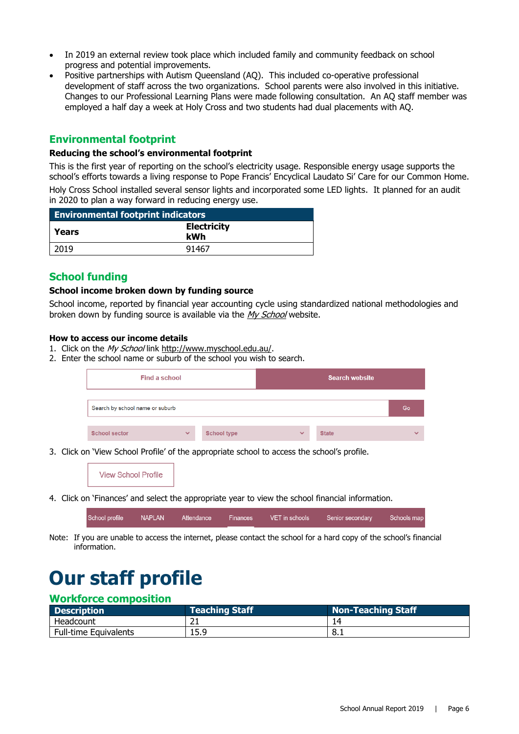- In 2019 an external review took place which included family and community feedback on school progress and potential improvements.
- Positive partnerships with Autism Queensland (AQ). This included co-operative professional development of staff across the two organizations. School parents were also involved in this initiative. Changes to our Professional Learning Plans were made following consultation. An AQ staff member was employed a half day a week at Holy Cross and two students had dual placements with AQ.

## Environmental footprint

### Reducing the school's environmental footprint

This is the first year of reporting on the school's electricity usage. Responsible energy usage supports the school's efforts towards a living response to Pope Francis' Encyclical Laudato Si' Care for our Common Home.

Holy Cross School installed several sensor lights and incorporated some LED lights. It planned for an audit in 2020 to plan a way forward in reducing energy use.

| Environmental footprint indicators | |
|---|---|
| **Years** | **Electricity kWh** |
| 2019 | 91467 |

## School funding

### School income broken down by funding source

School income, reported by financial year accounting cycle using standardized national methodologies and broken down by funding source is available via the *My School* website.

#### How to access our income details

1. Click on the *My School* link http://www.myschool.edu.au/.
2. Enter the school name or suburb of the school you wish to search.

Find a school | Search website

Search by school name or suburb | Go

School sector | School type | State

3. Click on 'View School Profile' of the appropriate school to access the school's profile.

View School Profile

4. Click on 'Finances' and select the appropriate year to view the school financial information.

School profile | NAPLAN | Attendance | Finances | VET in schools | Senior secondary | Schools map

Note: If you are unable to access the internet, please contact the school for a hard copy of the school's financial information.

# Our staff profile

## Workforce composition

| Description | Teaching Staff | Non-Teaching Staff |
|---|---|---|
| Headcount | 21 | 14 |
| Full-time Equivalents | 15.9 | 8.1 |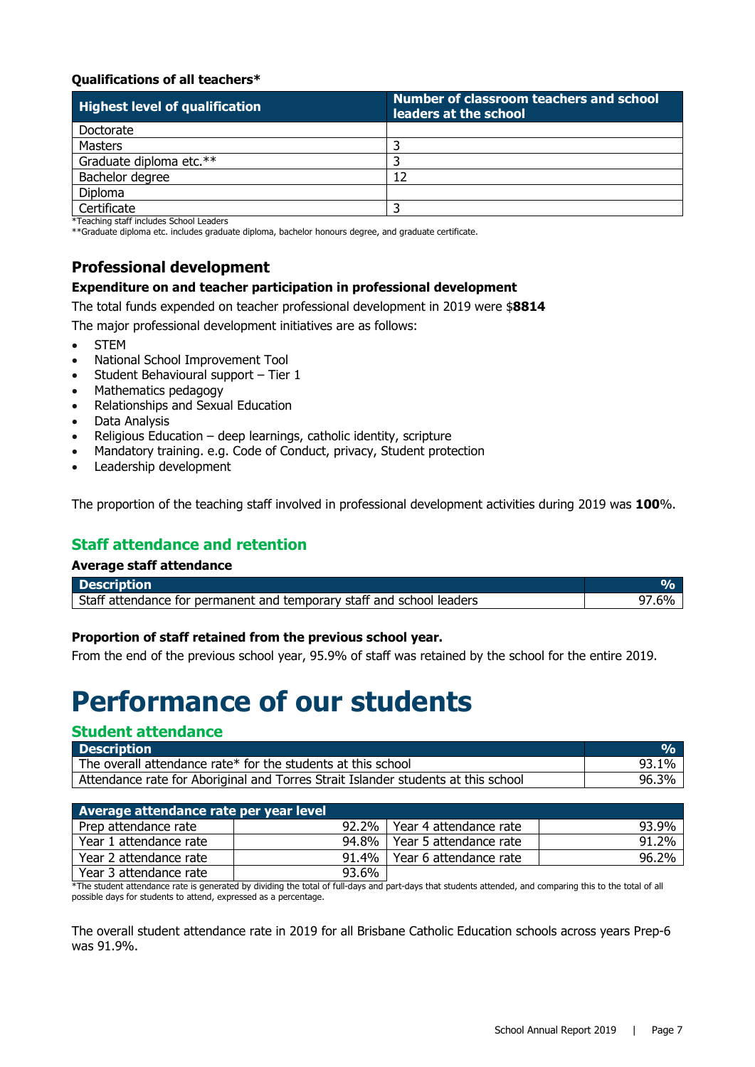**Qualifications of all teachers***

| Highest level of qualification | Number of classroom teachers and school leaders at the school |
|---|---|
| Doctorate | |
| Masters | 3 |
| Graduate diploma etc.** | 3 |
| Bachelor degree | 12 |
| Diploma | |
| Certificate | 3 |

*Teaching staff includes School Leaders
**Graduate diploma etc. includes graduate diploma, bachelor honours degree, and graduate certificate.

## Professional development

**Expenditure on and teacher participation in professional development**

The total funds expended on teacher professional development in 2019 were $**8814**

The major professional development initiatives are as follows:

- STEM
- National School Improvement Tool
- Student Behavioural support – Tier 1
- Mathematics pedagogy
- Relationships and Sexual Education
- Data Analysis
- Religious Education – deep learnings, catholic identity, scripture
- Mandatory training. e.g. Code of Conduct, privacy, Student protection
- Leadership development

The proportion of the teaching staff involved in professional development activities during 2019 was **100**%.

## Staff attendance and retention

**Average staff attendance**

| Description | % |
|---|---|
| Staff attendance for permanent and temporary staff and school leaders | 97.6% |

**Proportion of staff retained from the previous school year.**

From the end of the previous school year, 95.9% of staff was retained by the school for the entire 2019.

# Performance of our students

## Student attendance

| Description | % |
|---|---|
| The overall attendance rate* for the students at this school | 93.1% |
| Attendance rate for Aboriginal and Torres Strait Islander students at this school | 96.3% |

| Average attendance rate per year level | | | |
|---|---|---|---|
| Prep attendance rate | 92.2% | Year 4 attendance rate | 93.9% |
| Year 1 attendance rate | 94.8% | Year 5 attendance rate | 91.2% |
| Year 2 attendance rate | 91.4% | Year 6 attendance rate | 96.2% |
| Year 3 attendance rate | 93.6% | | |

*The student attendance rate is generated by dividing the total of full-days and part-days that students attended, and comparing this to the total of all possible days for students to attend, expressed as a percentage.

The overall student attendance rate in 2019 for all Brisbane Catholic Education schools across years Prep-6 was 91.9%.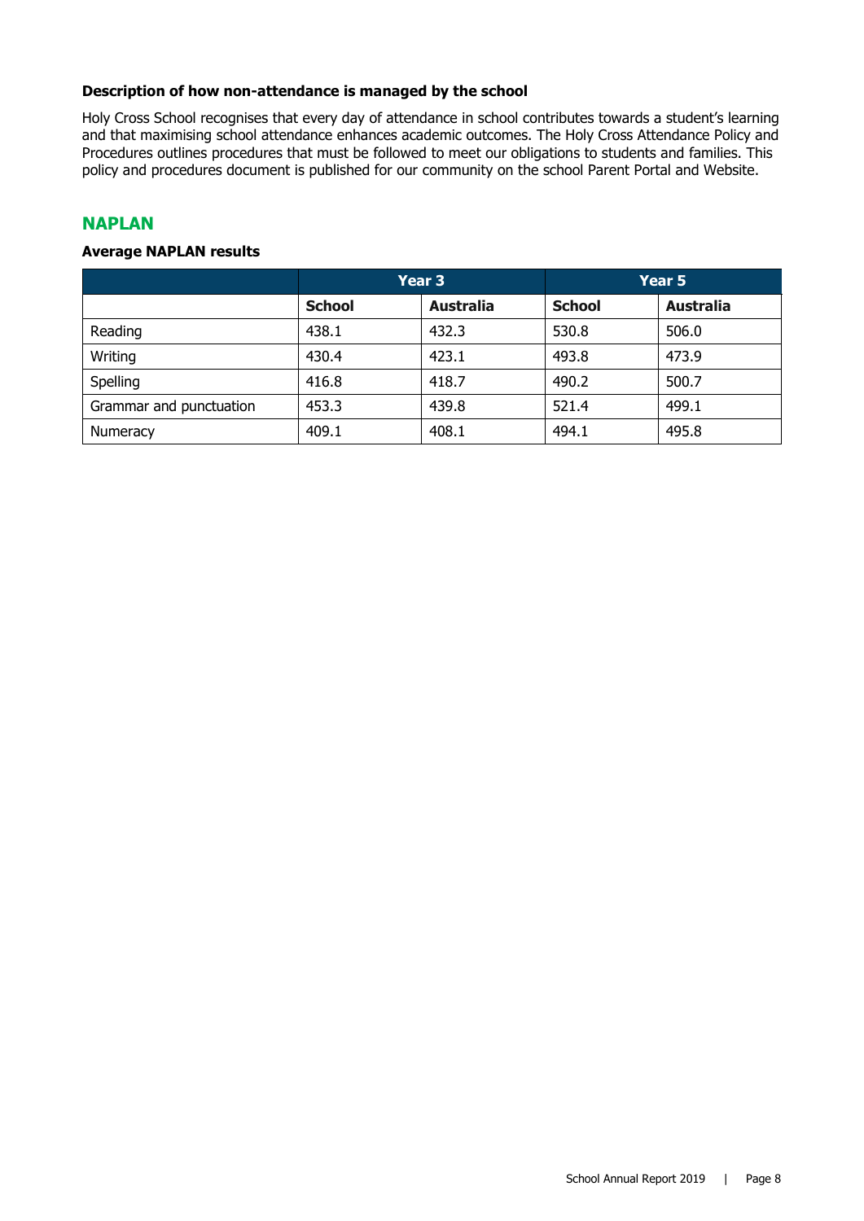### Description of how non-attendance is managed by the school

Holy Cross School recognises that every day of attendance in school contributes towards a student's learning and that maximising school attendance enhances academic outcomes. The Holy Cross Attendance Policy and Procedures outlines procedures that must be followed to meet our obligations to students and families. This policy and procedures document is published for our community on the school Parent Portal and Website.

## NAPLAN

### Average NAPLAN results

| | Year 3 | | Year 5 | |
|---|---|---|---|---|
| | **School** | **Australia** | **School** | **Australia** |
| Reading | 438.1 | 432.3 | 530.8 | 506.0 |
| Writing | 430.4 | 423.1 | 493.8 | 473.9 |
| Spelling | 416.8 | 418.7 | 490.2 | 500.7 |
| Grammar and punctuation | 453.3 | 439.8 | 521.4 | 499.1 |
| Numeracy | 409.1 | 408.1 | 494.1 | 495.8 |